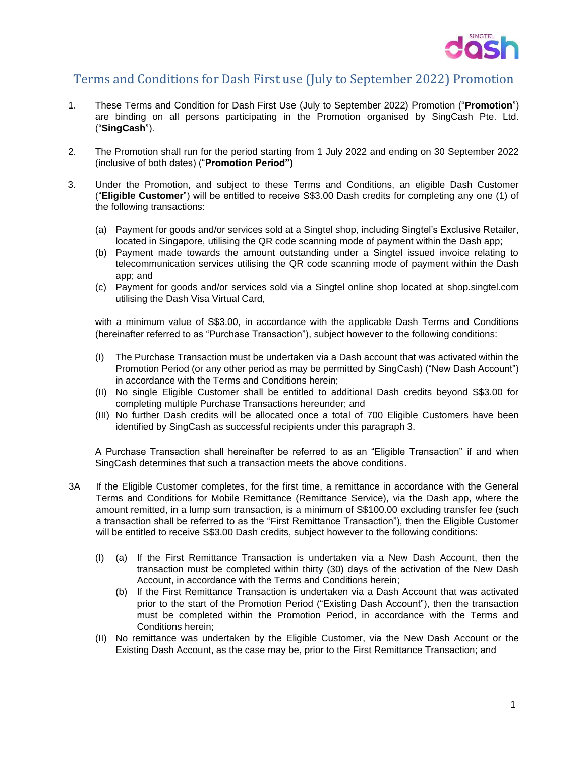# Terms and Conditions for Dash First use (July to September 2022) Promotion

1. These Terms and Condition for Dash First Use (July to September 2022) Promotion ("**Promotion**") are binding on all persons participating in the Promotion organised by SingCash Pte. Ltd. ("**SingCash**").

2. The Promotion shall run for the period starting from 1 July 2022 and ending on 30 September 2022 (inclusive of both dates) ("**Promotion Period")**

3. Under the Promotion, and subject to these Terms and Conditions, an eligible Dash Customer ("**Eligible Customer**") will be entitled to receive S$3.00 Dash credits for completing any one (1) of the following transactions:

   (a) Payment for goods and/or services sold at a Singtel shop, including Singtel's Exclusive Retailer, located in Singapore, utilising the QR code scanning mode of payment within the Dash app;
   (b) Payment made towards the amount outstanding under a Singtel issued invoice relating to telecommunication services utilising the QR code scanning mode of payment within the Dash app; and
   (c) Payment for goods and/or services sold via a Singtel online shop located at shop.singtel.com utilising the Dash Visa Virtual Card,

   with a minimum value of S$3.00, in accordance with the applicable Dash Terms and Conditions (hereinafter referred to as "Purchase Transaction"), subject however to the following conditions:

   (I) The Purchase Transaction must be undertaken via a Dash account that was activated within the Promotion Period (or any other period as may be permitted by SingCash) ("New Dash Account") in accordance with the Terms and Conditions herein;
   (II) No single Eligible Customer shall be entitled to additional Dash credits beyond S$3.00 for completing multiple Purchase Transactions hereunder; and
   (III) No further Dash credits will be allocated once a total of 700 Eligible Customers have been identified by SingCash as successful recipients under this paragraph 3.

   A Purchase Transaction shall hereinafter be referred to as an "Eligible Transaction" if and when SingCash determines that such a transaction meets the above conditions.

3A If the Eligible Customer completes, for the first time, a remittance in accordance with the General Terms and Conditions for Mobile Remittance (Remittance Service), via the Dash app, where the amount remitted, in a lump sum transaction, is a minimum of S$100.00 excluding transfer fee (such a transaction shall be referred to as the "First Remittance Transaction"), then the Eligible Customer will be entitled to receive S$3.00 Dash credits, subject however to the following conditions:

   (I) (a) If the First Remittance Transaction is undertaken via a New Dash Account, then the transaction must be completed within thirty (30) days of the activation of the New Dash Account, in accordance with the Terms and Conditions herein;
   (b) If the First Remittance Transaction is undertaken via a Dash Account that was activated prior to the start of the Promotion Period ("Existing Dash Account"), then the transaction must be completed within the Promotion Period, in accordance with the Terms and Conditions herein;
   (II) No remittance was undertaken by the Eligible Customer, via the New Dash Account or the Existing Dash Account, as the case may be, prior to the First Remittance Transaction; and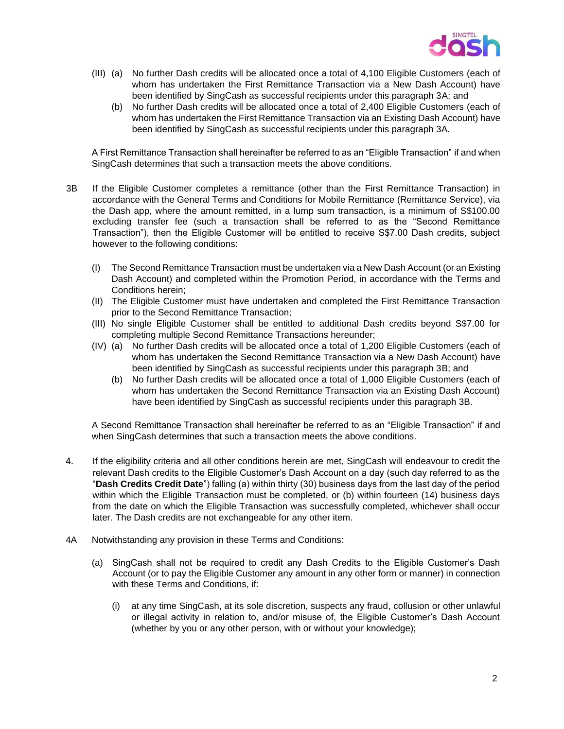(III) (a) No further Dash credits will be allocated once a total of 4,100 Eligible Customers (each of whom has undertaken the First Remittance Transaction via a New Dash Account) have been identified by SingCash as successful recipients under this paragraph 3A; and

(b) No further Dash credits will be allocated once a total of 2,400 Eligible Customers (each of whom has undertaken the First Remittance Transaction via an Existing Dash Account) have been identified by SingCash as successful recipients under this paragraph 3A.

A First Remittance Transaction shall hereinafter be referred to as an "Eligible Transaction" if and when SingCash determines that such a transaction meets the above conditions.

3B If the Eligible Customer completes a remittance (other than the First Remittance Transaction) in accordance with the General Terms and Conditions for Mobile Remittance (Remittance Service), via the Dash app, where the amount remitted, in a lump sum transaction, is a minimum of S$100.00 excluding transfer fee (such a transaction shall be referred to as the "Second Remittance Transaction"), then the Eligible Customer will be entitled to receive S$7.00 Dash credits, subject however to the following conditions:

(I) The Second Remittance Transaction must be undertaken via a New Dash Account (or an Existing Dash Account) and completed within the Promotion Period, in accordance with the Terms and Conditions herein;

(II) The Eligible Customer must have undertaken and completed the First Remittance Transaction prior to the Second Remittance Transaction;

(III) No single Eligible Customer shall be entitled to additional Dash credits beyond S$7.00 for completing multiple Second Remittance Transactions hereunder;

(IV) (a) No further Dash credits will be allocated once a total of 1,200 Eligible Customers (each of whom has undertaken the Second Remittance Transaction via a New Dash Account) have been identified by SingCash as successful recipients under this paragraph 3B; and

(b) No further Dash credits will be allocated once a total of 1,000 Eligible Customers (each of whom has undertaken the Second Remittance Transaction via an Existing Dash Account) have been identified by SingCash as successful recipients under this paragraph 3B.

A Second Remittance Transaction shall hereinafter be referred to as an "Eligible Transaction" if and when SingCash determines that such a transaction meets the above conditions.

4. If the eligibility criteria and all other conditions herein are met, SingCash will endeavour to credit the relevant Dash credits to the Eligible Customer's Dash Account on a day (such day referred to as the "**Dash Credits Credit Date**") falling (a) within thirty (30) business days from the last day of the period within which the Eligible Transaction must be completed, or (b) within fourteen (14) business days from the date on which the Eligible Transaction was successfully completed, whichever shall occur later. The Dash credits are not exchangeable for any other item.

4A Notwithstanding any provision in these Terms and Conditions:

(a) SingCash shall not be required to credit any Dash Credits to the Eligible Customer's Dash Account (or to pay the Eligible Customer any amount in any other form or manner) in connection with these Terms and Conditions, if:

(i) at any time SingCash, at its sole discretion, suspects any fraud, collusion or other unlawful or illegal activity in relation to, and/or misuse of, the Eligible Customer's Dash Account (whether by you or any other person, with or without your knowledge);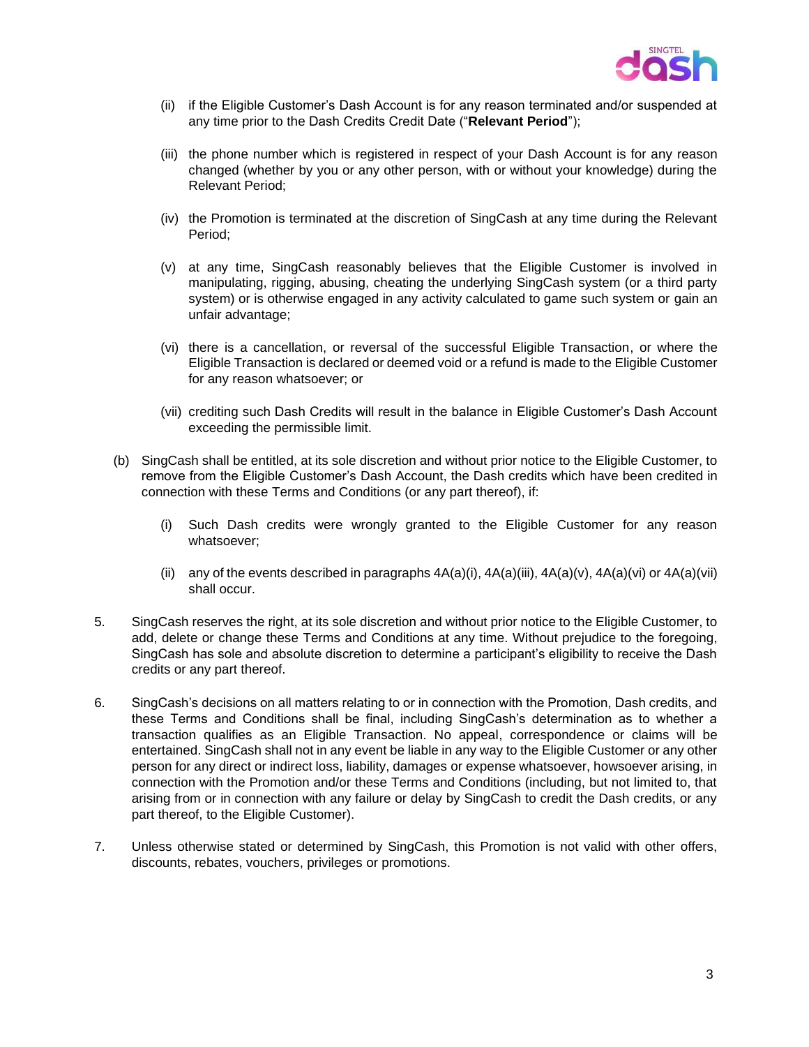(ii) if the Eligible Customer's Dash Account is for any reason terminated and/or suspended at any time prior to the Dash Credits Credit Date ("**Relevant Period**");

(iii) the phone number which is registered in respect of your Dash Account is for any reason changed (whether by you or any other person, with or without your knowledge) during the Relevant Period;

(iv) the Promotion is terminated at the discretion of SingCash at any time during the Relevant Period;

(v) at any time, SingCash reasonably believes that the Eligible Customer is involved in manipulating, rigging, abusing, cheating the underlying SingCash system (or a third party system) or is otherwise engaged in any activity calculated to game such system or gain an unfair advantage;

(vi) there is a cancellation, or reversal of the successful Eligible Transaction, or where the Eligible Transaction is declared or deemed void or a refund is made to the Eligible Customer for any reason whatsoever; or

(vii) crediting such Dash Credits will result in the balance in Eligible Customer's Dash Account exceeding the permissible limit.

(b) SingCash shall be entitled, at its sole discretion and without prior notice to the Eligible Customer, to remove from the Eligible Customer's Dash Account, the Dash credits which have been credited in connection with these Terms and Conditions (or any part thereof), if:

(i) Such Dash credits were wrongly granted to the Eligible Customer for any reason whatsoever;

(ii) any of the events described in paragraphs 4A(a)(i), 4A(a)(iii), 4A(a)(v), 4A(a)(vi) or 4A(a)(vii) shall occur.

5. SingCash reserves the right, at its sole discretion and without prior notice to the Eligible Customer, to add, delete or change these Terms and Conditions at any time. Without prejudice to the foregoing, SingCash has sole and absolute discretion to determine a participant's eligibility to receive the Dash credits or any part thereof.

6. SingCash's decisions on all matters relating to or in connection with the Promotion, Dash credits, and these Terms and Conditions shall be final, including SingCash's determination as to whether a transaction qualifies as an Eligible Transaction. No appeal, correspondence or claims will be entertained. SingCash shall not in any event be liable in any way to the Eligible Customer or any other person for any direct or indirect loss, liability, damages or expense whatsoever, howsoever arising, in connection with the Promotion and/or these Terms and Conditions (including, but not limited to, that arising from or in connection with any failure or delay by SingCash to credit the Dash credits, or any part thereof, to the Eligible Customer).

7. Unless otherwise stated or determined by SingCash, this Promotion is not valid with other offers, discounts, rebates, vouchers, privileges or promotions.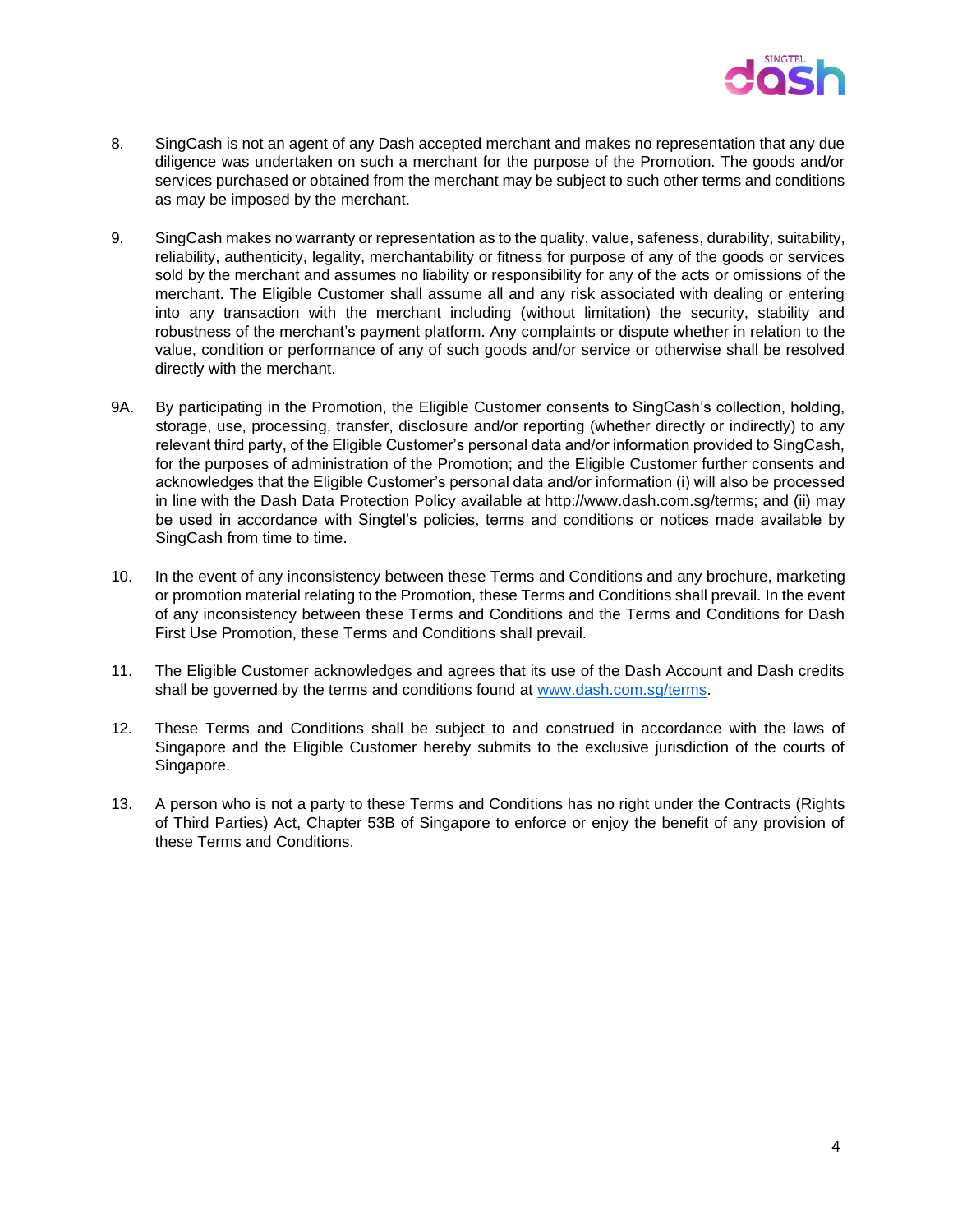8. SingCash is not an agent of any Dash accepted merchant and makes no representation that any due diligence was undertaken on such a merchant for the purpose of the Promotion. The goods and/or services purchased or obtained from the merchant may be subject to such other terms and conditions as may be imposed by the merchant.

9. SingCash makes no warranty or representation as to the quality, value, safeness, durability, suitability, reliability, authenticity, legality, merchantability or fitness for purpose of any of the goods or services sold by the merchant and assumes no liability or responsibility for any of the acts or omissions of the merchant. The Eligible Customer shall assume all and any risk associated with dealing or entering into any transaction with the merchant including (without limitation) the security, stability and robustness of the merchant's payment platform. Any complaints or dispute whether in relation to the value, condition or performance of any of such goods and/or service or otherwise shall be resolved directly with the merchant.

9A. By participating in the Promotion, the Eligible Customer consents to SingCash's collection, holding, storage, use, processing, transfer, disclosure and/or reporting (whether directly or indirectly) to any relevant third party, of the Eligible Customer's personal data and/or information provided to SingCash, for the purposes of administration of the Promotion; and the Eligible Customer further consents and acknowledges that the Eligible Customer's personal data and/or information (i) will also be processed in line with the Dash Data Protection Policy available at http://www.dash.com.sg/terms; and (ii) may be used in accordance with Singtel's policies, terms and conditions or notices made available by SingCash from time to time.

10. In the event of any inconsistency between these Terms and Conditions and any brochure, marketing or promotion material relating to the Promotion, these Terms and Conditions shall prevail. In the event of any inconsistency between these Terms and Conditions and the Terms and Conditions for Dash First Use Promotion, these Terms and Conditions shall prevail.

11. The Eligible Customer acknowledges and agrees that its use of the Dash Account and Dash credits shall be governed by the terms and conditions found at www.dash.com.sg/terms.

12. These Terms and Conditions shall be subject to and construed in accordance with the laws of Singapore and the Eligible Customer hereby submits to the exclusive jurisdiction of the courts of Singapore.

13. A person who is not a party to these Terms and Conditions has no right under the Contracts (Rights of Third Parties) Act, Chapter 53B of Singapore to enforce or enjoy the benefit of any provision of these Terms and Conditions.